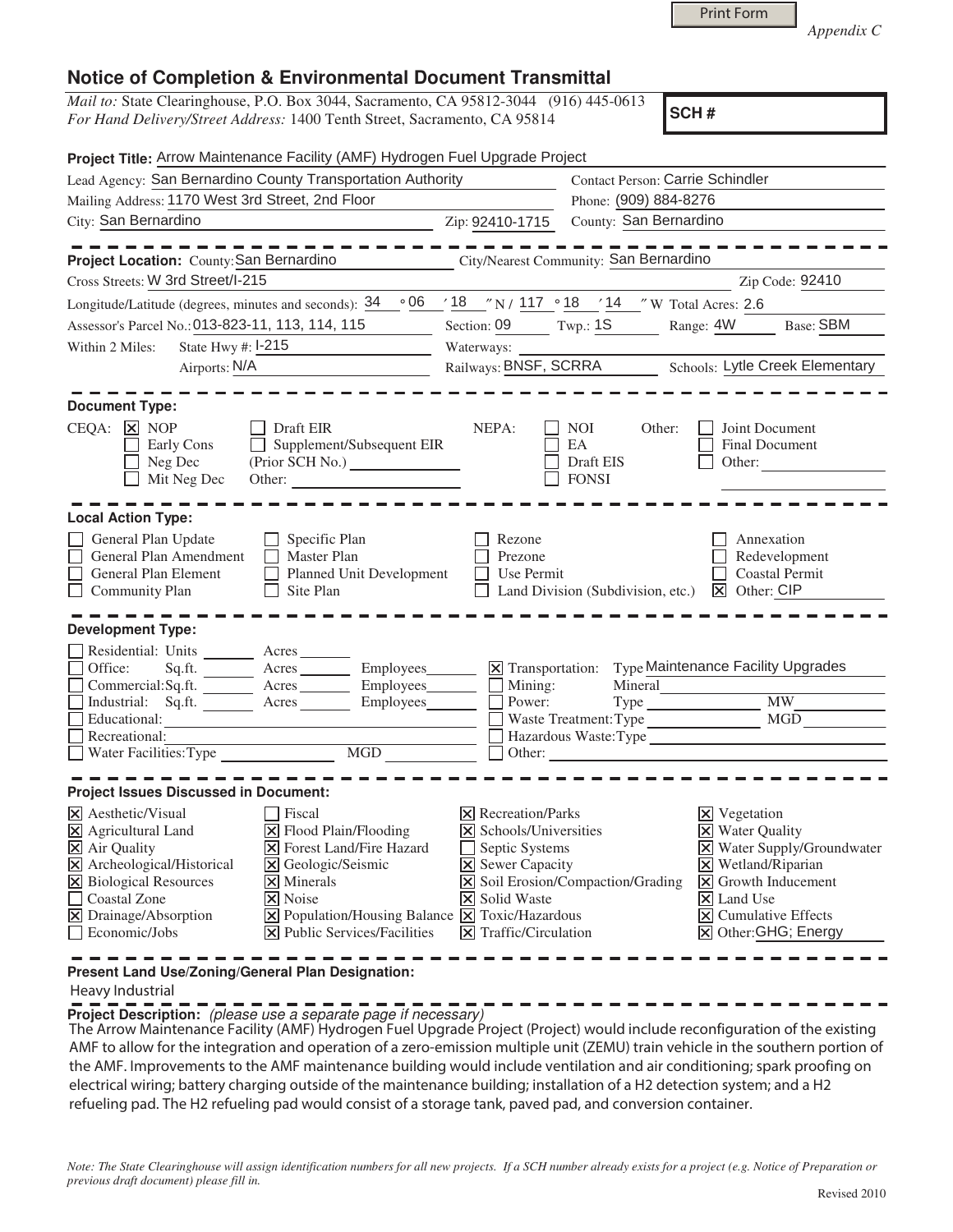Print Form

*Appendix C*

# Notice of Completion & Environmental Document Transmittal

*Mail to:* State Clearinghouse, P.O. Box 3044, Sacramento, CA 95812-3044 (916) 445-0613
*For Hand Delivery/Street Address:* 1400 Tenth Street, Sacramento, CA 95814

**SCH #**

**Project Title:** Arrow Maintenance Facility (AMF) Hydrogen Fuel Upgrade Project

Lead Agency: San Bernardino County Transportation Authority
Contact Person: Carrie Schindler
Mailing Address: 1170 West 3rd Street, 2nd Floor
Phone: (909) 884-8276
City: San Bernardino
Zip: 92410-1715
County: San Bernardino

---

**Project Location:** County: San Bernardino
City/Nearest Community: San Bernardino
Cross Streets: W 3rd Street/I-215
Zip Code: 92410
Longitude/Latitude (degrees, minutes and seconds): 34 ° 06 ′ 18 ″ N / 117 ° 18 ′ 14 ″ W Total Acres: 2.6
Assessor's Parcel No.: 013-823-11, 113, 114, 115
Section: 09 Twp.: 1S Range: 4W Base: SBM
Within 2 Miles: State Hwy #: I-215
Waterways:
Airports: N/A
Railways: BNSF, SCRRA
Schools: Lytle Creek Elementary

---

**Document Type:**

CEQA:
- [x] NOP
- [ ] Early Cons
- [ ] Neg Dec
- [ ] Mit Neg Dec
- [ ] Draft EIR
- [ ] Supplement/Subsequent EIR (Prior SCH No.)
- Other:

NEPA:
- [ ] NOI
- [ ] EA
- [ ] Draft EIS
- [ ] FONSI

Other:
- [ ] Joint Document
- [ ] Final Document
- [ ] Other:

---

**Local Action Type:**

- [ ] General Plan Update
- [ ] General Plan Amendment
- [ ] General Plan Element
- [ ] Community Plan
- [ ] Specific Plan
- [ ] Master Plan
- [ ] Planned Unit Development
- [ ] Site Plan
- [ ] Rezone
- [ ] Prezone
- [ ] Use Permit
- [ ] Land Division (Subdivision, etc.)
- [ ] Annexation
- [ ] Redevelopment
- [ ] Coastal Permit
- [x] Other: CIP

---

**Development Type:**

- [ ] Residential: Units ______ Acres ______
- [ ] Office: Sq.ft. ______ Acres ______ Employees ______
- [ ] Commercial: Sq.ft. ______ Acres ______ Employees ______
- [ ] Industrial: Sq.ft. ______ Acres ______ Employees ______
- [ ] Educational:
- [ ] Recreational:
- [ ] Water Facilities: Type ______ MGD ______
- [x] Transportation: Type Maintenance Facility Upgrades
- [ ] Mining: Mineral
- [ ] Power: Type ______ MW
- [ ] Waste Treatment: Type ______ MGD
- [ ] Hazardous Waste: Type
- [ ] Other:

---

**Project Issues Discussed in Document:**

- [x] Aesthetic/Visual
- [x] Agricultural Land
- [x] Air Quality
- [x] Archeological/Historical
- [x] Biological Resources
- [ ] Coastal Zone
- [x] Drainage/Absorption
- [ ] Economic/Jobs
- [ ] Fiscal
- [x] Flood Plain/Flooding
- [x] Forest Land/Fire Hazard
- [x] Geologic/Seismic
- [x] Minerals
- [x] Noise
- [x] Population/Housing Balance
- [x] Public Services/Facilities
- [x] Recreation/Parks
- [x] Schools/Universities
- [ ] Septic Systems
- [x] Sewer Capacity
- [x] Soil Erosion/Compaction/Grading
- [x] Solid Waste
- [x] Toxic/Hazardous
- [x] Traffic/Circulation
- [x] Vegetation
- [x] Water Quality
- [x] Water Supply/Groundwater
- [x] Wetland/Riparian
- [x] Growth Inducement
- [x] Land Use
- [x] Cumulative Effects
- [x] Other: GHG; Energy

---

**Present Land Use/Zoning/General Plan Designation:**

Heavy Industrial

---

**Project Description:** *(please use a separate page if necessary)*

The Arrow Maintenance Facility (AMF) Hydrogen Fuel Upgrade Project (Project) would include reconfiguration of the existing AMF to allow for the integration and operation of a zero-emission multiple unit (ZEMU) train vehicle in the southern portion of the AMF. Improvements to the AMF maintenance building would include ventilation and air conditioning; spark proofing on electrical wiring; battery charging outside of the maintenance building; installation of a H2 detection system; and a H2 refueling pad. The H2 refueling pad would consist of a storage tank, paved pad, and conversion container.

*Note: The State Clearinghouse will assign identification numbers for all new projects. If a SCH number already exists for a project (e.g. Notice of Preparation or previous draft document) please fill in.*

Revised 2010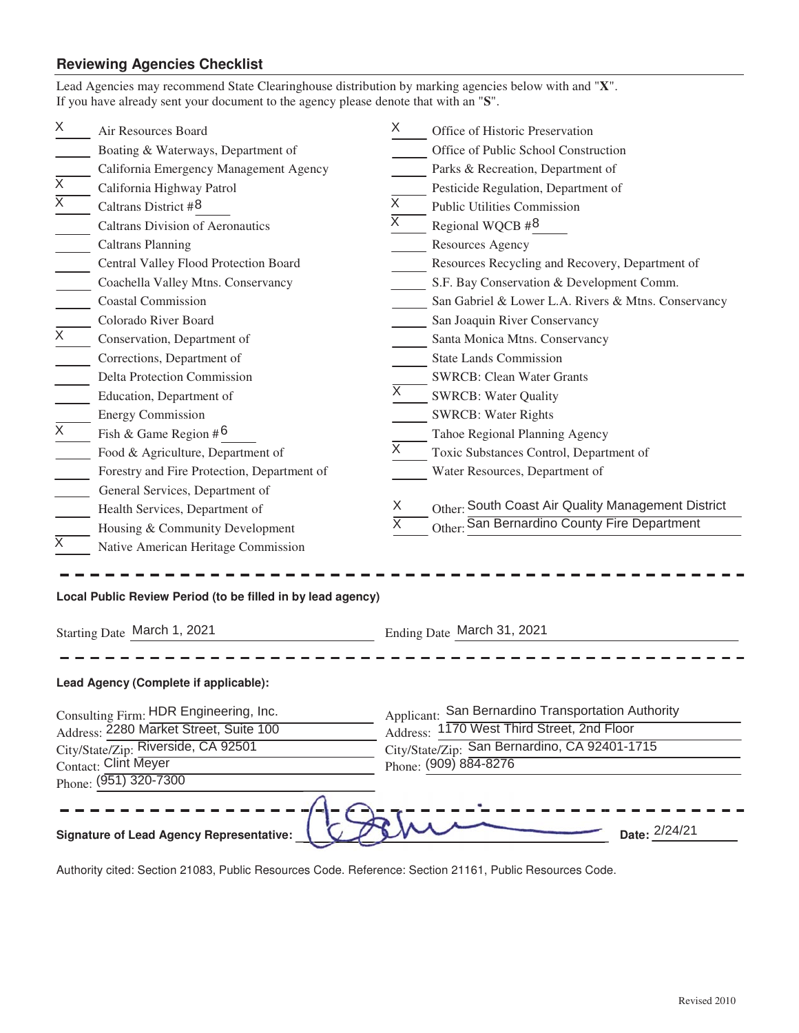## Reviewing Agencies Checklist

Lead Agencies may recommend State Clearinghouse distribution by marking agencies below with and "**X**".
If you have already sent your document to the agency please denote that with an "**S**".

| | | | |
|---|---|---|---|
| X | Air Resources Board | X | Office of Historic Preservation |
| | Boating & Waterways, Department of | | Office of Public School Construction |
| | California Emergency Management Agency | | Parks & Recreation, Department of |
| X | California Highway Patrol | | Pesticide Regulation, Department of |
| X | Caltrans District #8 | X | Public Utilities Commission |
| | Caltrans Division of Aeronautics | X | Regional WQCB #8 |
| | Caltrans Planning | | Resources Agency |
| | Central Valley Flood Protection Board | | Resources Recycling and Recovery, Department of |
| | Coachella Valley Mtns. Conservancy | | S.F. Bay Conservation & Development Comm. |
| | Coastal Commission | | San Gabriel & Lower L.A. Rivers & Mtns. Conservancy |
| | Colorado River Board | | San Joaquin River Conservancy |
| X | Conservation, Department of | | Santa Monica Mtns. Conservancy |
| | Corrections, Department of | | State Lands Commission |
| | Delta Protection Commission | | SWRCB: Clean Water Grants |
| | Education, Department of | X | SWRCB: Water Quality |
| | Energy Commission | | SWRCB: Water Rights |
| X | Fish & Game Region #6 | | Tahoe Regional Planning Agency |
| | Food & Agriculture, Department of | X | Toxic Substances Control, Department of |
| | Forestry and Fire Protection, Department of | | Water Resources, Department of |
| | General Services, Department of | | |
| | Health Services, Department of | X | Other: South Coast Air Quality Management District |
| | Housing & Community Development | X | Other: San Bernardino County Fire Department |
| X | Native American Heritage Commission | | |

---

**Local Public Review Period (to be filled in by lead agency)**

Starting Date March 1, 2021 Ending Date March 31, 2021

---

**Lead Agency (Complete if applicable):**

Consulting Firm: HDR Engineering, Inc.
Address: 2280 Market Street, Suite 100
City/State/Zip: Riverside, CA 92501
Contact: Clint Meyer
Phone: (951) 320-7300

Applicant: San Bernardino Transportation Authority
Address: 1170 West Third Street, 2nd Floor
City/State/Zip: San Bernardino, CA 92401-1715
Phone: (909) 884-8276

---

**Signature of Lead Agency Representative:** [signature] **Date:** 2/24/21

Authority cited: Section 21083, Public Resources Code. Reference: Section 21161, Public Resources Code.

Revised 2010